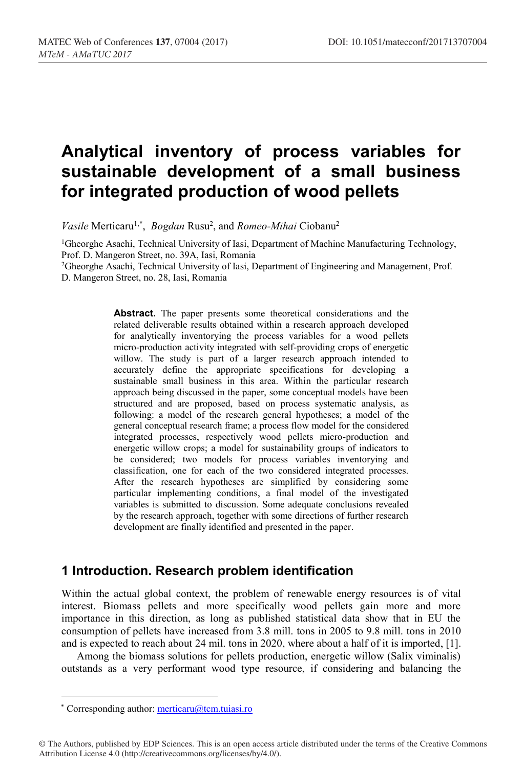# Analytical inventory of process variables for sustainable development of a small business for integrated production of wood pellets

*Vasile* Merticaru[1,*], *Bogdan* Rusu[2], and *Romeo-Mihai* Ciobanu[2]

[1]Gheorghe Asachi, Technical University of Iasi, Department of Machine Manufacturing Technology, Prof. D. Mangeron Street, no. 39A, Iasi, Romania

[2]Gheorghe Asachi, Technical University of Iasi, Department of Engineering and Management, Prof. D. Mangeron Street, no. 28, Iasi, Romania

**Abstract.** The paper presents some theoretical considerations and the related deliverable results obtained within a research approach developed for analytically inventorying the process variables for a wood pellets micro-production activity integrated with self-providing crops of energetic willow. The study is part of a larger research approach intended to accurately define the appropriate specifications for developing a sustainable small business in this area. Within the particular research approach being discussed in the paper, some conceptual models have been structured and are proposed, based on process systematic analysis, as following: a model of the research general hypotheses; a model of the general conceptual research frame; a process flow model for the considered integrated processes, respectively wood pellets micro-production and energetic willow crops; a model for sustainability groups of indicators to be considered; two models for process variables inventorying and classification, one for each of the two considered integrated processes. After the research hypotheses are simplified by considering some particular implementing conditions, a final model of the investigated variables is submitted to discussion. Some adequate conclusions revealed by the research approach, together with some directions of further research development are finally identified and presented in the paper.

## 1 Introduction. Research problem identification

Within the actual global context, the problem of renewable energy resources is of vital interest. Biomass pellets and more specifically wood pellets gain more and more importance in this direction, as long as published statistical data show that in EU the consumption of pellets have increased from 3.8 mill. tons in 2005 to 9.8 mill. tons in 2010 and is expected to reach about 24 mil. tons in 2020, where about a half of it is imported, [1].

Among the biomass solutions for pellets production, energetic willow (Salix viminalis) outstands as a very performant wood type resource, if considering and balancing the

---

[*] Corresponding author: merticaru@tcm.tuiasi.ro

© The Authors, published by EDP Sciences. This is an open access article distributed under the terms of the Creative Commons Attribution License 4.0 (http://creativecommons.org/licenses/by/4.0/).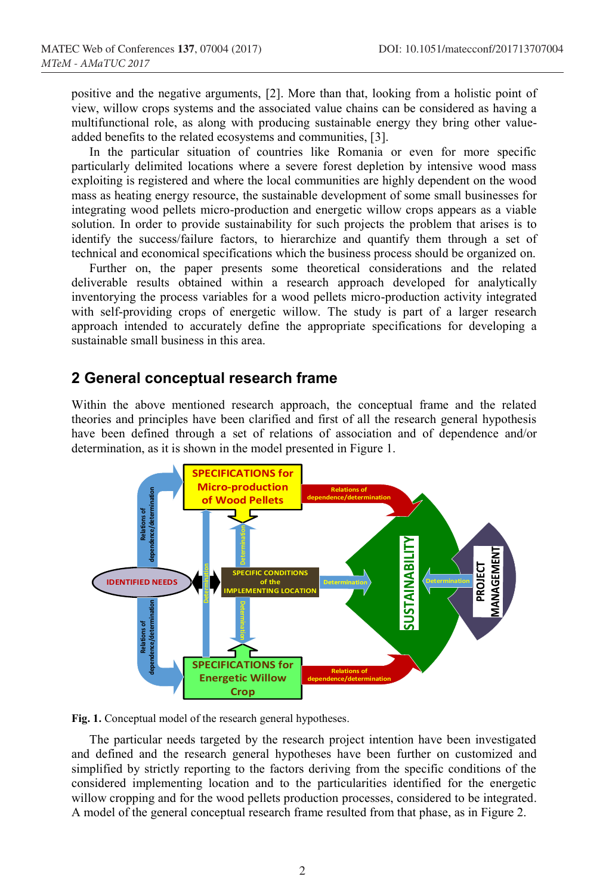positive and the negative arguments, [2]. More than that, looking from a holistic point of view, willow crops systems and the associated value chains can be considered as having a multifunctional role, as along with producing sustainable energy they bring other value-added benefits to the related ecosystems and communities, [3].

In the particular situation of countries like Romania or even for more specific particularly delimited locations where a severe forest depletion by intensive wood mass exploiting is registered and where the local communities are highly dependent on the wood mass as heating energy resource, the sustainable development of some small businesses for integrating wood pellets micro-production and energetic willow crops appears as a viable solution. In order to provide sustainability for such projects the problem that arises is to identify the success/failure factors, to hierarchize and quantify them through a set of technical and economical specifications which the business process should be organized on.

Further on, the paper presents some theoretical considerations and the related deliverable results obtained within a research approach developed for analytically inventorying the process variables for a wood pellets micro-production activity integrated with self-providing crops of energetic willow. The study is part of a larger research approach intended to accurately define the appropriate specifications for developing a sustainable small business in this area.

## 2 General conceptual research frame

Within the above mentioned research approach, the conceptual frame and the related theories and principles have been clarified and first of all the research general hypothesis have been defined through a set of relations of association and of dependence and/or determination, as it is shown in the model presented in Figure 1.

**Fig. 1.** Conceptual model of the research general hypotheses.

The particular needs targeted by the research project intention have been investigated and defined and the research general hypotheses have been further on customized and simplified by strictly reporting to the factors deriving from the specific conditions of the considered implementing location and to the particularities identified for the energetic willow cropping and for the wood pellets production processes, considered to be integrated. A model of the general conceptual research frame resulted from that phase, as in Figure 2.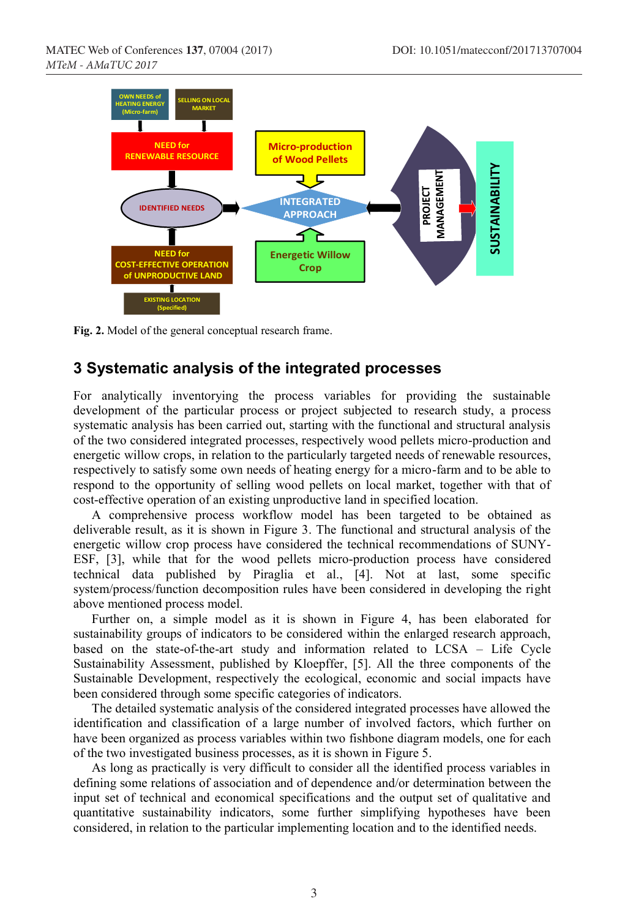**Fig. 2.** Model of the general conceptual research frame.

## 3 Systematic analysis of the integrated processes

For analytically inventorying the process variables for providing the sustainable development of the particular process or project subjected to research study, a process systematic analysis has been carried out, starting with the functional and structural analysis of the two considered integrated processes, respectively wood pellets micro-production and energetic willow crops, in relation to the particularly targeted needs of renewable resources, respectively to satisfy some own needs of heating energy for a micro-farm and to be able to respond to the opportunity of selling wood pellets on local market, together with that of cost-effective operation of an existing unproductive land in specified location.

A comprehensive process workflow model has been targeted to be obtained as deliverable result, as it is shown in Figure 3. The functional and structural analysis of the energetic willow crop process have considered the technical recommendations of SUNY-ESF, [3], while that for the wood pellets micro-production process have considered technical data published by Piraglia et al., [4]. Not at last, some specific system/process/function decomposition rules have been considered in developing the right above mentioned process model.

Further on, a simple model as it is shown in Figure 4, has been elaborated for sustainability groups of indicators to be considered within the enlarged research approach, based on the state-of-the-art study and information related to LCSA – Life Cycle Sustainability Assessment, published by Kloepffer, [5]. All the three components of the Sustainable Development, respectively the ecological, economic and social impacts have been considered through some specific categories of indicators.

The detailed systematic analysis of the considered integrated processes have allowed the identification and classification of a large number of involved factors, which further on have been organized as process variables within two fishbone diagram models, one for each of the two investigated business processes, as it is shown in Figure 5.

As long as practically is very difficult to consider all the identified process variables in defining some relations of association and of dependence and/or determination between the input set of technical and economical specifications and the output set of qualitative and quantitative sustainability indicators, some further simplifying hypotheses have been considered, in relation to the particular implementing location and to the identified needs.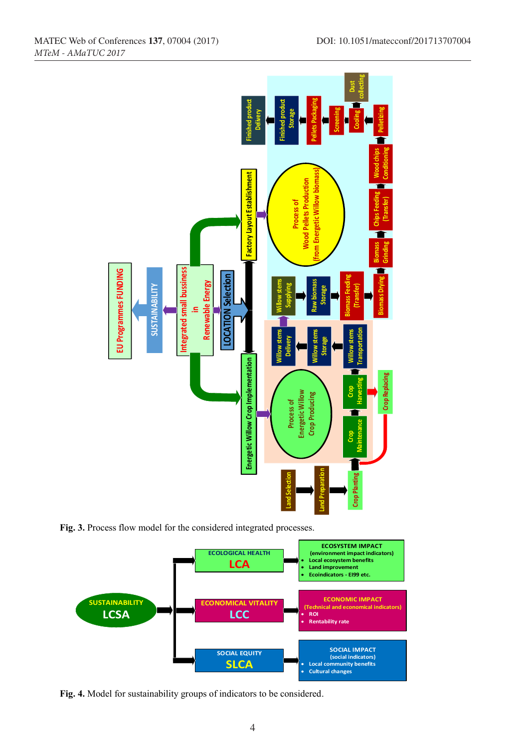Fig. 3. Process flow model for the considered integrated processes.

Fig. 4. Model for sustainability groups of indicators to be considered.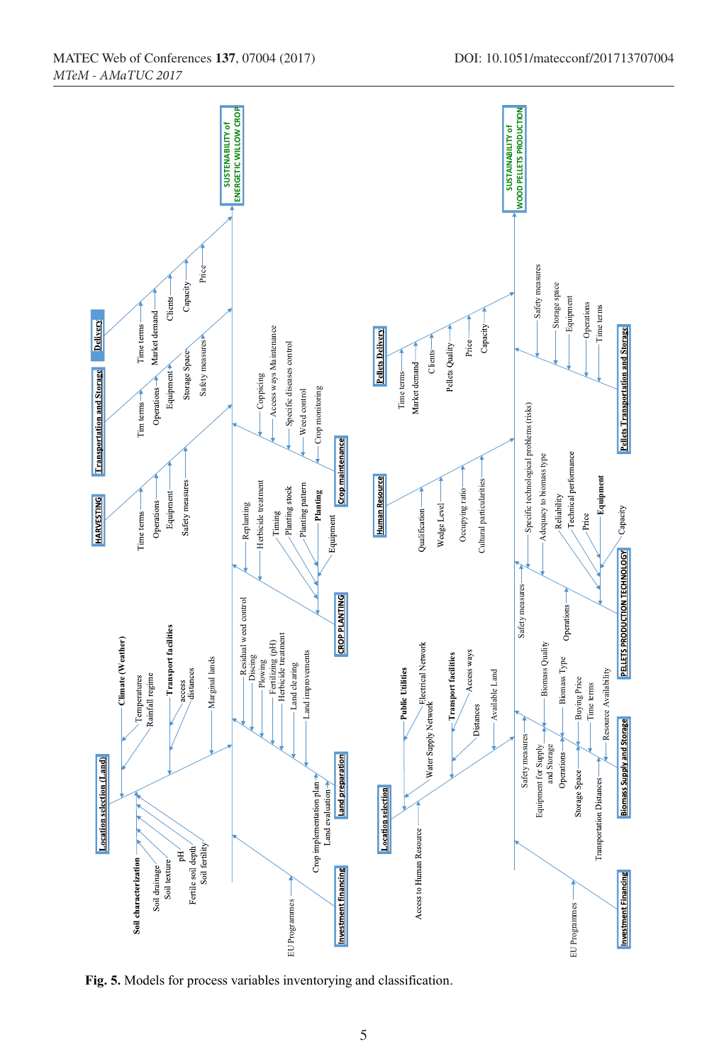**Fig. 5.** Models for process variables inventorying and classification.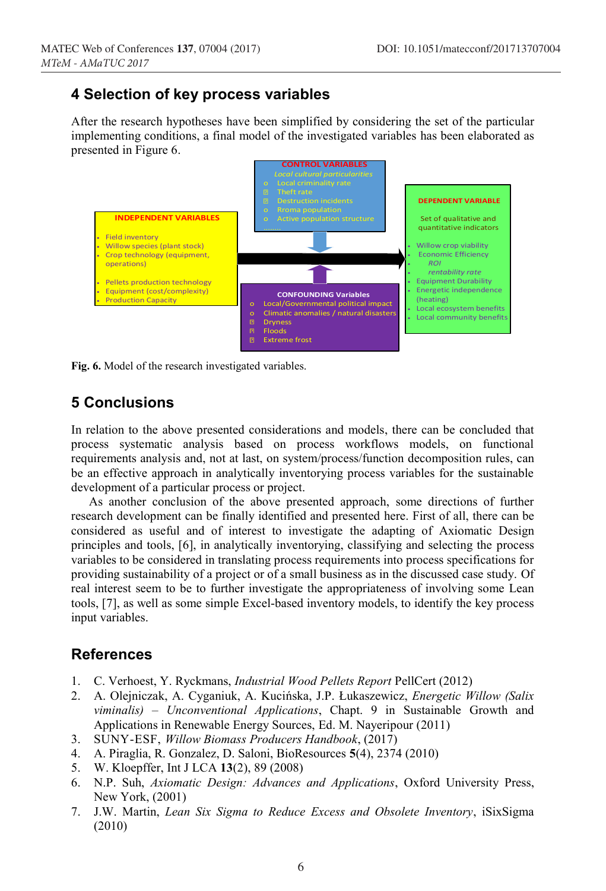## 4 Selection of key process variables

After the research hypotheses have been simplified by considering the set of the particular implementing conditions, a final model of the investigated variables has been elaborated as presented in Figure 6.

CONTROL VARIABLES
Local cultural particularities
- Local criminality rate
- Theft rate
- Destruction incidents
- Rroma population
- Active population structure
........

INDEPENDENT VARIABLES
- Field inventory
- Willow species (plant stock)
- Crop technology (equipment, operations)
- Pellets production technology
- Equipment (cost/complexity)
- Production Capacity

CONFOUNDING Variables
- Local/Governmental political impact
- Climatic anomalies / natural disasters
- Dryness
- Floods
- Extreme frost

DEPENDENT VARIABLE
Set of qualitative and quantitative indicators
- Willow crop viability
- Economic Efficiency
- *ROI*
- *rentability rate*
- Equipment Durability
- Energetic independence (heating)
- Local ecosystem benefits
- Local community benefits

**Fig. 6.** Model of the research investigated variables.

## 5 Conclusions

In relation to the above presented considerations and models, there can be concluded that process systematic analysis based on process workflows models, on functional requirements analysis and, not at last, on system/process/function decomposition rules, can be an effective approach in analytically inventorying process variables for the sustainable development of a particular process or project.

As another conclusion of the above presented approach, some directions of further research development can be finally identified and presented here. First of all, there can be considered as useful and of interest to investigate the adapting of Axiomatic Design principles and tools, [6], in analytically inventorying, classifying and selecting the process variables to be considered in translating process requirements into process specifications for providing sustainability of a project or of a small business as in the discussed case study. Of real interest seem to be to further investigate the appropriateness of involving some Lean tools, [7], as well as some simple Excel-based inventory models, to identify the key process input variables.

## References

1. C. Verhoest, Y. Ryckmans, *Industrial Wood Pellets Report* PellCert (2012)
2. A. Olejniczak, A. Cyganiuk, A. Kucińska, J.P. Łukaszewicz, *Energetic Willow (Salix viminalis) – Unconventional Applications*, Chapt. 9 in Sustainable Growth and Applications in Renewable Energy Sources, Ed. M. Nayeripour (2011)
3. SUNY-ESF, *Willow Biomass Producers Handbook*, (2017)
4. A. Piraglia, R. Gonzalez, D. Saloni, BioResources **5**(4), 2374 (2010)
5. W. Kloepffer, Int J LCA **13**(2), 89 (2008)
6. N.P. Suh, *Axiomatic Design: Advances and Applications*, Oxford University Press, New York, (2001)
7. J.W. Martin, *Lean Six Sigma to Reduce Excess and Obsolete Inventory*, iSixSigma (2010)